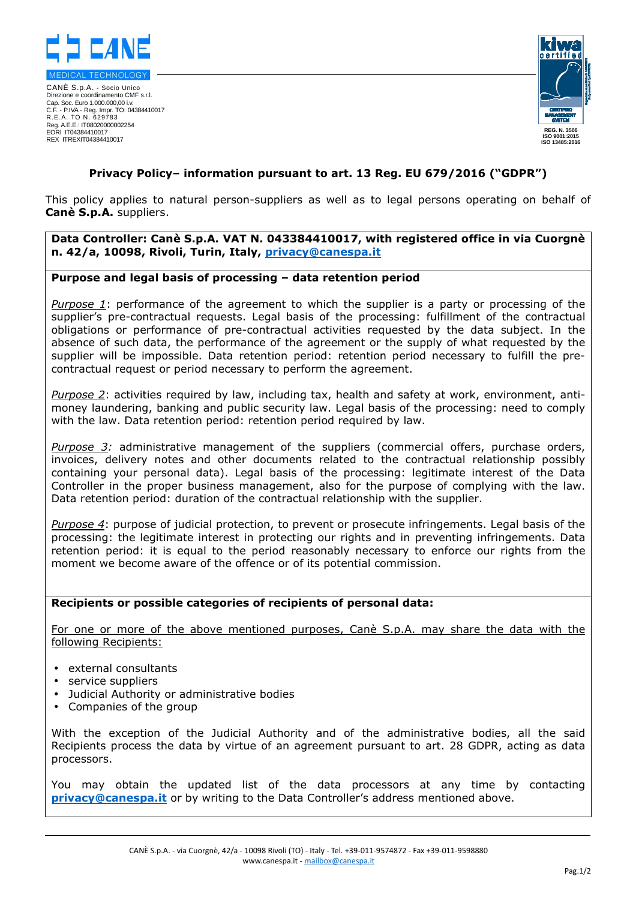CANÈ S.p.A. - Socio Unico
Direzione e coordinamento CMF s.r.l.
Cap. Soc. Euro 1.000.000,00 i.v.
C.F. - P.IVA - Reg. Impr. TO: 04384410017
R.E.A. TO N. 629783
Reg. A.E.E.: IT08020000002254
EORI IT04384410017
REX ITREXIT04384410017

REG. N. 3506
ISO 9001:2015
ISO 13485:2016

# Privacy Policy– information pursuant to art. 13 Reg. EU 679/2016 ("GDPR")

This policy applies to natural person-suppliers as well as to legal persons operating on behalf of **Canè S.p.A.** suppliers.

**Data Controller: Canè S.p.A. VAT N. 043384410017, with registered office in via Cuorgnè n. 42/a, 10098, Rivoli, Turin, Italy, privacy@canespa.it**

## Purpose and legal basis of processing – data retention period

*Purpose 1*: performance of the agreement to which the supplier is a party or processing of the supplier's pre-contractual requests. Legal basis of the processing: fulfillment of the contractual obligations or performance of pre-contractual activities requested by the data subject. In the absence of such data, the performance of the agreement or the supply of what requested by the supplier will be impossible. Data retention period: retention period necessary to fulfill the pre-contractual request or period necessary to perform the agreement.

*Purpose 2*: activities required by law, including tax, health and safety at work, environment, anti-money laundering, banking and public security law. Legal basis of the processing: need to comply with the law. Data retention period: retention period required by law.

*Purpose 3:* administrative management of the suppliers (commercial offers, purchase orders, invoices, delivery notes and other documents related to the contractual relationship possibly containing your personal data). Legal basis of the processing: legitimate interest of the Data Controller in the proper business management, also for the purpose of complying with the law. Data retention period: duration of the contractual relationship with the supplier.

*Purpose 4*: purpose of judicial protection, to prevent or prosecute infringements. Legal basis of the processing: the legitimate interest in protecting our rights and in preventing infringements. Data retention period: it is equal to the period reasonably necessary to enforce our rights from the moment we become aware of the offence or of its potential commission.

## Recipients or possible categories of recipients of personal data:

For one or more of the above mentioned purposes, Canè S.p.A. may share the data with the following Recipients:

- external consultants
- service suppliers
- Judicial Authority or administrative bodies
- Companies of the group

With the exception of the Judicial Authority and of the administrative bodies, all the said Recipients process the data by virtue of an agreement pursuant to art. 28 GDPR, acting as data processors.

You may obtain the updated list of the data processors at any time by contacting **privacy@canespa.it** or by writing to the Data Controller's address mentioned above.

CANÈ S.p.A. - via Cuorgnè, 42/a - 10098 Rivoli (TO) - Italy - Tel. +39-011-9574872 - Fax +39-011-9598880
www.canespa.it - mailbox@canespa.it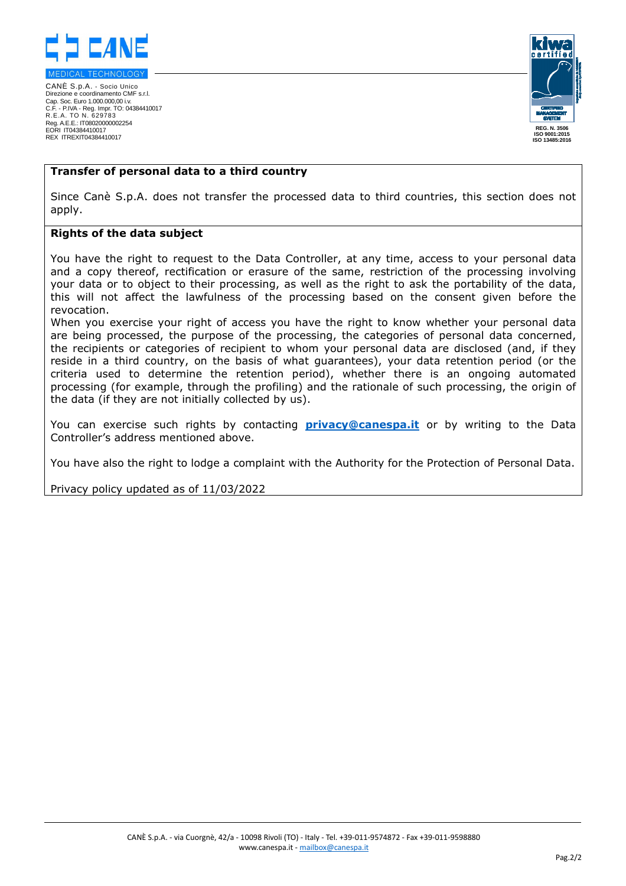CANÈ S.p.A. - Socio Unico
Direzione e coordinamento CMF s.r.l.
Cap. Soc. Euro 1.000.000,00 i.v.
C.F. - P.IVA - Reg. Impr. TO: 04384410017
R.E.A. TO N. 629783
Reg. A.E.E.: IT08020000002254
EORI IT04384410017
REX ITREXIT04384410017

REG. N. 3506
ISO 9001:2015
ISO 13485:2016

**Transfer of personal data to a third country**

Since Canè S.p.A. does not transfer the processed data to third countries, this section does not apply.

**Rights of the data subject**

You have the right to request to the Data Controller, at any time, access to your personal data and a copy thereof, rectification or erasure of the same, restriction of the processing involving your data or to object to their processing, as well as the right to ask the portability of the data, this will not affect the lawfulness of the processing based on the consent given before the revocation.
When you exercise your right of access you have the right to know whether your personal data are being processed, the purpose of the processing, the categories of personal data concerned, the recipients or categories of recipient to whom your personal data are disclosed (and, if they reside in a third country, on the basis of what guarantees), your data retention period (or the criteria used to determine the retention period), whether there is an ongoing automated processing (for example, through the profiling) and the rationale of such processing, the origin of the data (if they are not initially collected by us).

You can exercise such rights by contacting **privacy@canespa.it** or by writing to the Data Controller's address mentioned above.

You have also the right to lodge a complaint with the Authority for the Protection of Personal Data.

Privacy policy updated as of 11/03/2022

CANÈ S.p.A. - via Cuorgnè, 42/a - 10098 Rivoli (TO) - Italy - Tel. +39-011-9574872 - Fax +39-011-9598880
www.canespa.it - mailbox@canespa.it